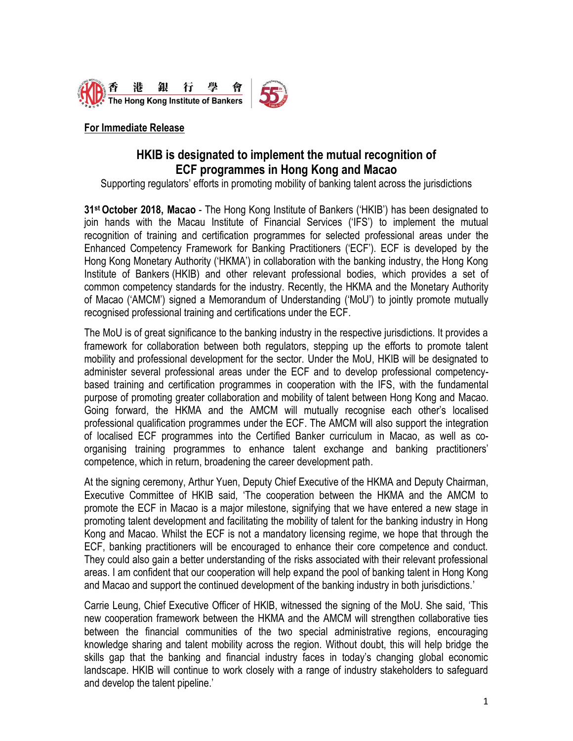香港銀行學會
The Hong Kong Institute of Bankers

**For Immediate Release**

# HKIB is designated to implement the mutual recognition of ECF programmes in Hong Kong and Macao

Supporting regulators' efforts in promoting mobility of banking talent across the jurisdictions

**31st October 2018, Macao** - The Hong Kong Institute of Bankers ('HKIB') has been designated to join hands with the Macau Institute of Financial Services ('IFS') to implement the mutual recognition of training and certification programmes for selected professional areas under the Enhanced Competency Framework for Banking Practitioners ('ECF'). ECF is developed by the Hong Kong Monetary Authority ('HKMA') in collaboration with the banking industry, the Hong Kong Institute of Bankers (HKIB) and other relevant professional bodies, which provides a set of common competency standards for the industry. Recently, the HKMA and the Monetary Authority of Macao ('AMCM') signed a Memorandum of Understanding ('MoU') to jointly promote mutually recognised professional training and certifications under the ECF.

The MoU is of great significance to the banking industry in the respective jurisdictions. It provides a framework for collaboration between both regulators, stepping up the efforts to promote talent mobility and professional development for the sector. Under the MoU, HKIB will be designated to administer several professional areas under the ECF and to develop professional competency-based training and certification programmes in cooperation with the IFS, with the fundamental purpose of promoting greater collaboration and mobility of talent between Hong Kong and Macao. Going forward, the HKMA and the AMCM will mutually recognise each other's localised professional qualification programmes under the ECF. The AMCM will also support the integration of localised ECF programmes into the Certified Banker curriculum in Macao, as well as co-organising training programmes to enhance talent exchange and banking practitioners' competence, which in return, broadening the career development path.

At the signing ceremony, Arthur Yuen, Deputy Chief Executive of the HKMA and Deputy Chairman, Executive Committee of HKIB said, 'The cooperation between the HKMA and the AMCM to promote the ECF in Macao is a major milestone, signifying that we have entered a new stage in promoting talent development and facilitating the mobility of talent for the banking industry in Hong Kong and Macao. Whilst the ECF is not a mandatory licensing regime, we hope that through the ECF, banking practitioners will be encouraged to enhance their core competence and conduct. They could also gain a better understanding of the risks associated with their relevant professional areas. I am confident that our cooperation will help expand the pool of banking talent in Hong Kong and Macao and support the continued development of the banking industry in both jurisdictions.'

Carrie Leung, Chief Executive Officer of HKIB, witnessed the signing of the MoU. She said, 'This new cooperation framework between the HKMA and the AMCM will strengthen collaborative ties between the financial communities of the two special administrative regions, encouraging knowledge sharing and talent mobility across the region. Without doubt, this will help bridge the skills gap that the banking and financial industry faces in today's changing global economic landscape. HKIB will continue to work closely with a range of industry stakeholders to safeguard and develop the talent pipeline.'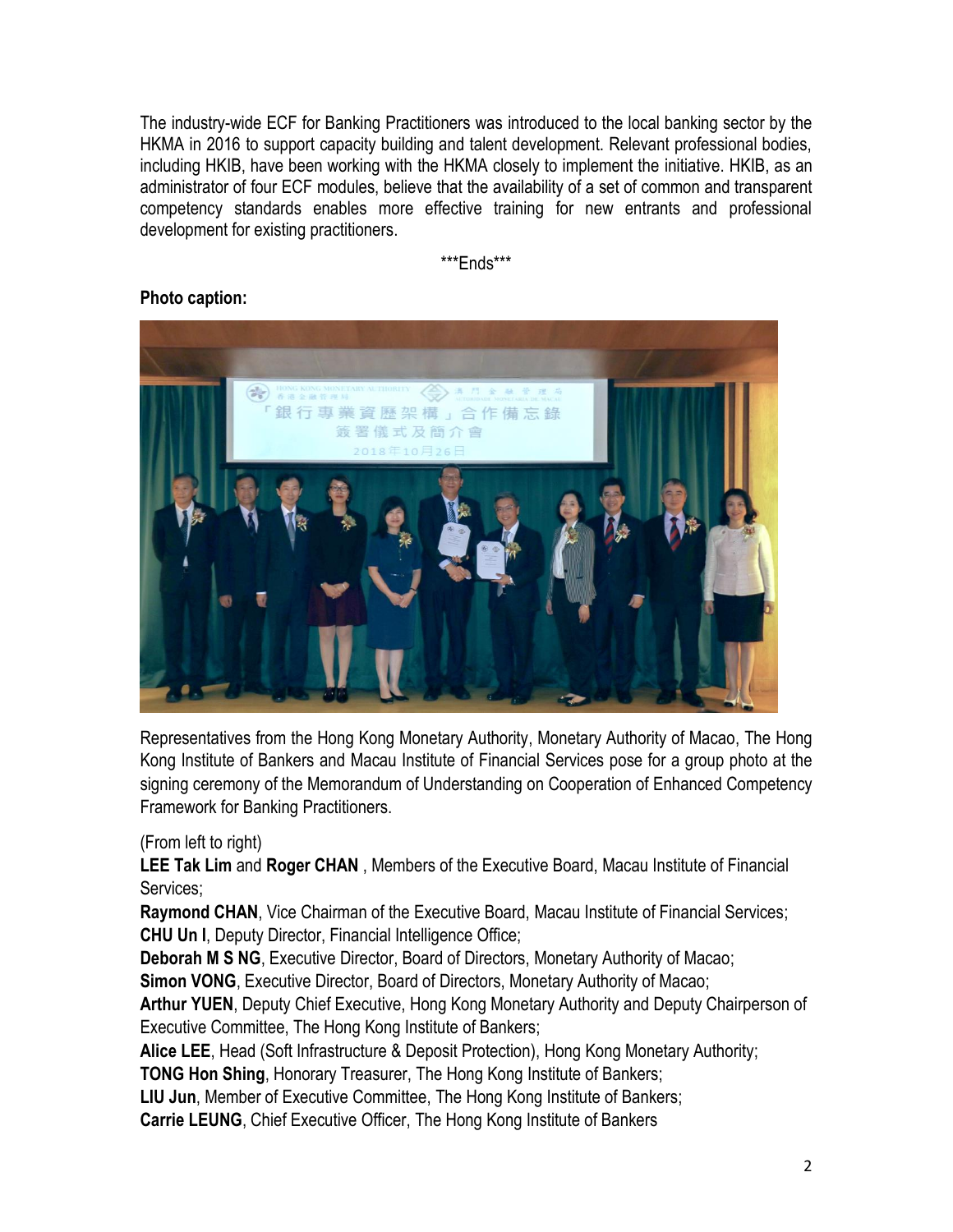The industry-wide ECF for Banking Practitioners was introduced to the local banking sector by the HKMA in 2016 to support capacity building and talent development. Relevant professional bodies, including HKIB, have been working with the HKMA closely to implement the initiative. HKIB, as an administrator of four ECF modules, believe that the availability of a set of common and transparent competency standards enables more effective training for new entrants and professional development for existing practitioners.

***Ends***

**Photo caption:**

Representatives from the Hong Kong Monetary Authority, Monetary Authority of Macao, The Hong Kong Institute of Bankers and Macau Institute of Financial Services pose for a group photo at the signing ceremony of the Memorandum of Understanding on Cooperation of Enhanced Competency Framework for Banking Practitioners.

(From left to right)
**LEE Tak Lim** and **Roger CHAN** , Members of the Executive Board, Macau Institute of Financial Services;
**Raymond CHAN**, Vice Chairman of the Executive Board, Macau Institute of Financial Services;
**CHU Un I**, Deputy Director, Financial Intelligence Office;
**Deborah M S NG**, Executive Director, Board of Directors, Monetary Authority of Macao;
**Simon VONG**, Executive Director, Board of Directors, Monetary Authority of Macao;
**Arthur YUEN**, Deputy Chief Executive, Hong Kong Monetary Authority and Deputy Chairperson of Executive Committee, The Hong Kong Institute of Bankers;
**Alice LEE**, Head (Soft Infrastructure & Deposit Protection), Hong Kong Monetary Authority;
**TONG Hon Shing**, Honorary Treasurer, The Hong Kong Institute of Bankers;
**LIU Jun**, Member of Executive Committee, The Hong Kong Institute of Bankers;
**Carrie LEUNG**, Chief Executive Officer, The Hong Kong Institute of Bankers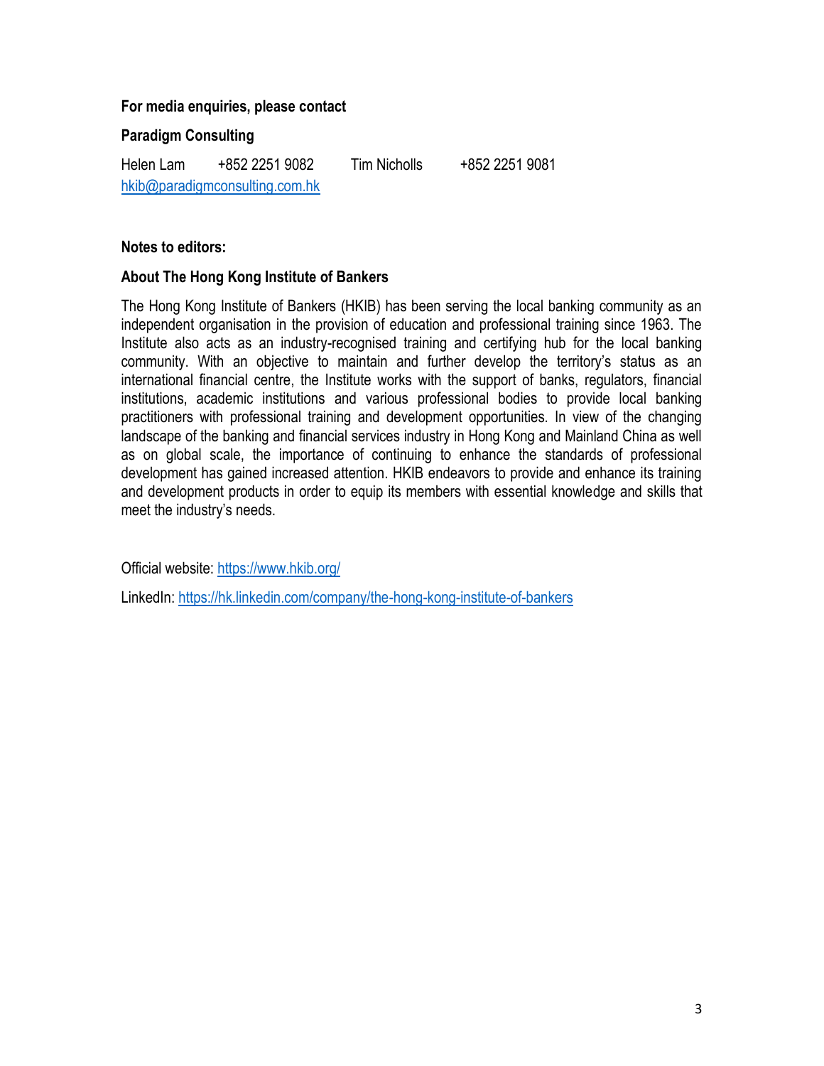**For media enquiries, please contact**

**Paradigm Consulting**

Helen Lam +852 2251 9082 Tim Nicholls +852 2251 9081
hkib@paradigmconsulting.com.hk

**Notes to editors:**

**About The Hong Kong Institute of Bankers**

The Hong Kong Institute of Bankers (HKIB) has been serving the local banking community as an independent organisation in the provision of education and professional training since 1963. The Institute also acts as an industry-recognised training and certifying hub for the local banking community. With an objective to maintain and further develop the territory's status as an international financial centre, the Institute works with the support of banks, regulators, financial institutions, academic institutions and various professional bodies to provide local banking practitioners with professional training and development opportunities. In view of the changing landscape of the banking and financial services industry in Hong Kong and Mainland China as well as on global scale, the importance of continuing to enhance the standards of professional development has gained increased attention. HKIB endeavors to provide and enhance its training and development products in order to equip its members with essential knowledge and skills that meet the industry's needs.

Official website: https://www.hkib.org/

LinkedIn: https://hk.linkedin.com/company/the-hong-kong-institute-of-bankers